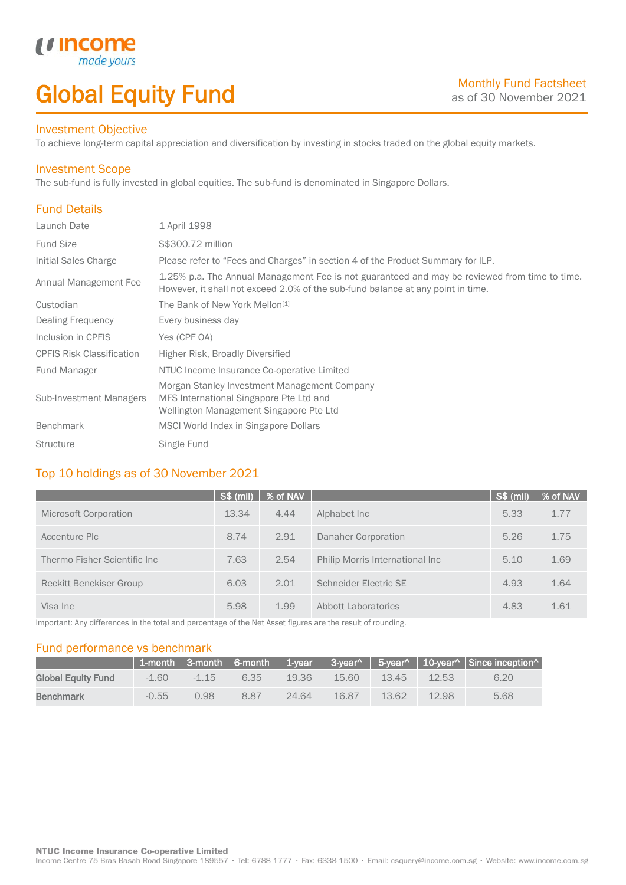# Global Equity Fund

Monthly Fund Factsheet
as of 30 November 2021

## Investment Objective

To achieve long-term capital appreciation and diversification by investing in stocks traded on the global equity markets.

## Investment Scope

The sub-fund is fully invested in global equities. The sub-fund is denominated in Singapore Dollars.

## Fund Details

| | |
|---|---|
| Launch Date | 1 April 1998 |
| Fund Size | S$300.72 million |
| Initial Sales Charge | Please refer to "Fees and Charges" in section 4 of the Product Summary for ILP. |
| Annual Management Fee | 1.25% p.a. The Annual Management Fee is not guaranteed and may be reviewed from time to time. However, it shall not exceed 2.0% of the sub-fund balance at any point in time. |
| Custodian | The Bank of New York Mellon[1] |
| Dealing Frequency | Every business day |
| Inclusion in CPFIS | Yes (CPF OA) |
| CPFIS Risk Classification | Higher Risk, Broadly Diversified |
| Fund Manager | NTUC Income Insurance Co-operative Limited |
| Sub-Investment Managers | Morgan Stanley Investment Management Company<br>MFS International Singapore Pte Ltd and<br>Wellington Management Singapore Pte Ltd |
| Benchmark | MSCI World Index in Singapore Dollars |
| Structure | Single Fund |

## Top 10 holdings as of 30 November 2021

| | S$ (mil) | % of NAV | | S$ (mil) | % of NAV |
|---|---|---|---|---|---|
| Microsoft Corporation | 13.34 | 4.44 | Alphabet Inc | 5.33 | 1.77 |
| Accenture Plc | 8.74 | 2.91 | Danaher Corporation | 5.26 | 1.75 |
| Thermo Fisher Scientific Inc | 7.63 | 2.54 | Philip Morris International Inc | 5.10 | 1.69 |
| Reckitt Benckiser Group | 6.03 | 2.01 | Schneider Electric SE | 4.93 | 1.64 |
| Visa Inc | 5.98 | 1.99 | Abbott Laboratories | 4.83 | 1.61 |

Important: Any differences in the total and percentage of the Net Asset figures are the result of rounding.

## Fund performance vs benchmark

| | 1-month | 3-month | 6-month | 1-year | 3-year^ | 5-year^ | 10-year^ | Since inception^ |
|---|---|---|---|---|---|---|---|---|
| **Global Equity Fund** | -1.60 | -1.15 | 6.35 | 19.36 | 15.60 | 13.45 | 12.53 | 6.20 |
| **Benchmark** | -0.55 | 0.98 | 8.87 | 24.64 | 16.87 | 13.62 | 12.98 | 5.68 |

**NTUC Income Insurance Co-operative Limited**
Income Centre 75 Bras Basah Road Singapore 189557 • Tel: 6788 1777 • Fax: 6338 1500 • Email: csquery@income.com.sg • Website: www.income.com.sg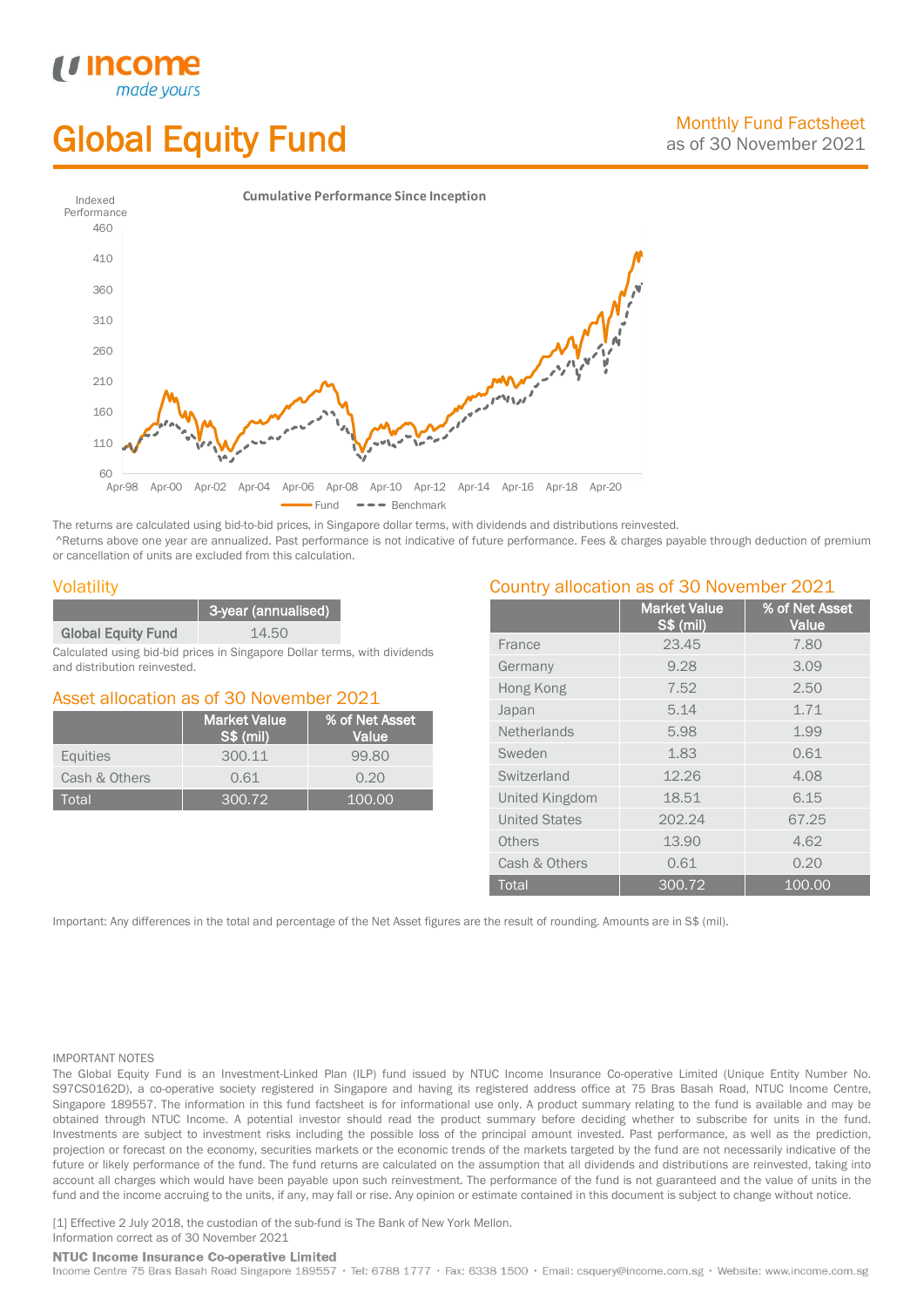# Global Equity Fund

Monthly Fund Factsheet
as of 30 November 2021

Cumulative Performance Since Inception

Indexed Performance

460
410
360
310
260
210
160
110
60

Apr-98 Apr-00 Apr-02 Apr-04 Apr-06 Apr-08 Apr-10 Apr-12 Apr-14 Apr-16 Apr-18 Apr-20

Fund — Benchmark

The returns are calculated using bid-to-bid prices, in Singapore dollar terms, with dividends and distributions reinvested.
^Returns above one year are annualized. Past performance is not indicative of future performance. Fees & charges payable through deduction of premium or cancellation of units are excluded from this calculation.

## Volatility

| | 3-year (annualised) |
|---|---|
| Global Equity Fund | 14.50 |

Calculated using bid-bid prices in Singapore Dollar terms, with dividends and distribution reinvested.

## Asset allocation as of 30 November 2021

| | Market Value S$ (mil) | % of Net Asset Value |
|---|---|---|
| Equities | 300.11 | 99.80 |
| Cash & Others | 0.61 | 0.20 |
| Total | 300.72 | 100.00 |

## Country allocation as of 30 November 2021

| | Market Value S$ (mil) | % of Net Asset Value |
|---|---|---|
| France | 23.45 | 7.80 |
| Germany | 9.28 | 3.09 |
| Hong Kong | 7.52 | 2.50 |
| Japan | 5.14 | 1.71 |
| Netherlands | 5.98 | 1.99 |
| Sweden | 1.83 | 0.61 |
| Switzerland | 12.26 | 4.08 |
| United Kingdom | 18.51 | 6.15 |
| United States | 202.24 | 67.25 |
| Others | 13.90 | 4.62 |
| Cash & Others | 0.61 | 0.20 |
| Total | 300.72 | 100.00 |

Important: Any differences in the total and percentage of the Net Asset figures are the result of rounding. Amounts are in S$ (mil).

IMPORTANT NOTES

The Global Equity Fund is an Investment-Linked Plan (ILP) fund issued by NTUC Income Insurance Co-operative Limited (Unique Entity Number No. S97CS0162D), a co-operative society registered in Singapore and having its registered address office at 75 Bras Basah Road, NTUC Income Centre, Singapore 189557. The information in this fund factsheet is for informational use only. A product summary relating to the fund is available and may be obtained through NTUC Income. A potential investor should read the product summary before deciding whether to subscribe for units in the fund. Investments are subject to investment risks including the possible loss of the principal amount invested. Past performance, as well as the prediction, projection or forecast on the economy, securities markets or the economic trends of the markets targeted by the fund are not necessarily indicative of the future or likely performance of the fund. The fund returns are calculated on the assumption that all dividends and distributions are reinvested, taking into account all charges which would have been payable upon such reinvestment. The performance of the fund is not guaranteed and the value of units in the fund and the income accruing to the units, if any, may fall or rise. Any opinion or estimate contained in this document is subject to change without notice.

[1] Effective 2 July 2018, the custodian of the sub-fund is The Bank of New York Mellon.
Information correct as of 30 November 2021

**NTUC Income Insurance Co-operative Limited**
Income Centre 75 Bras Basah Road Singapore 189557 · Tel: 6788 1777 · Fax: 6338 1500 · Email: csquery@income.com.sg · Website: www.income.com.sg